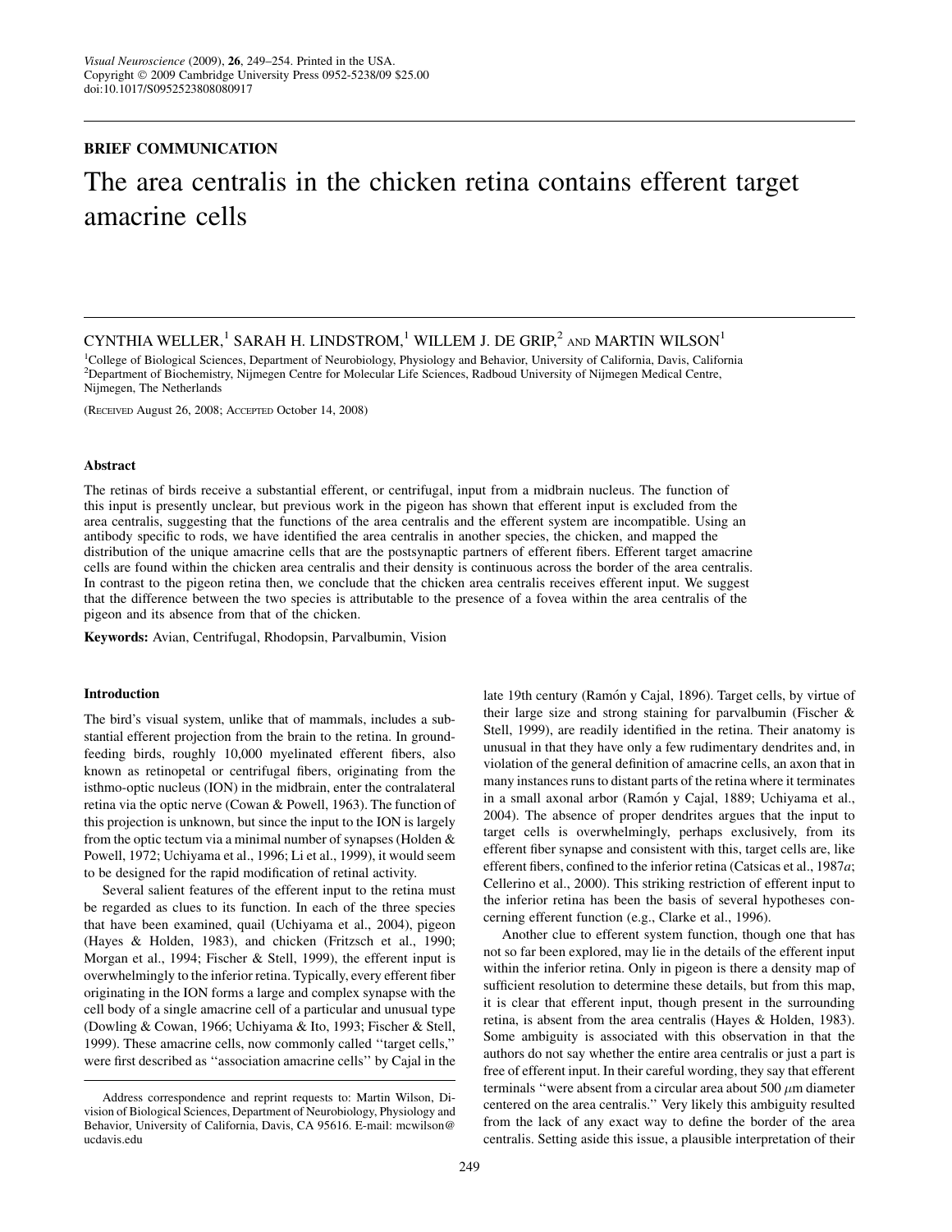**BRIEF COMMUNICATION**

# The area centralis in the chicken retina contains efferent target amacrine cells

CYNTHIA WELLER,[1] SARAH H. LINDSTROM,[1] WILLEM J. DE GRIP,[2] AND MARTIN WILSON[1]

[1]College of Biological Sciences, Department of Neurobiology, Physiology and Behavior, University of California, Davis, California
[2]Department of Biochemistry, Nijmegen Centre for Molecular Life Sciences, Radboud University of Nijmegen Medical Centre, Nijmegen, The Netherlands

(Received August 26, 2008; Accepted October 14, 2008)

### Abstract

The retinas of birds receive a substantial efferent, or centrifugal, input from a midbrain nucleus. The function of this input is presently unclear, but previous work in the pigeon has shown that efferent input is excluded from the area centralis, suggesting that the functions of the area centralis and the efferent system are incompatible. Using an antibody specific to rods, we have identified the area centralis in another species, the chicken, and mapped the distribution of the unique amacrine cells that are the postsynaptic partners of efferent fibers. Efferent target amacrine cells are found within the chicken area centralis and their density is continuous across the border of the area centralis. In contrast to the pigeon retina then, we conclude that the chicken area centralis receives efferent input. We suggest that the difference between the two species is attributable to the presence of a fovea within the area centralis of the pigeon and its absence from that of the chicken.

**Keywords:** Avian, Centrifugal, Rhodopsin, Parvalbumin, Vision

## Introduction

The bird's visual system, unlike that of mammals, includes a substantial efferent projection from the brain to the retina. In ground-feeding birds, roughly 10,000 myelinated efferent fibers, also known as retinopetal or centrifugal fibers, originating from the isthmo-optic nucleus (ION) in the midbrain, enter the contralateral retina via the optic nerve (Cowan & Powell, 1963). The function of this projection is unknown, but since the input to the ION is largely from the optic tectum via a minimal number of synapses (Holden & Powell, 1972; Uchiyama et al., 1996; Li et al., 1999), it would seem to be designed for the rapid modification of retinal activity.

Several salient features of the efferent input to the retina must be regarded as clues to its function. In each of the three species that have been examined, quail (Uchiyama et al., 2004), pigeon (Hayes & Holden, 1983), and chicken (Fritzsch et al., 1990; Morgan et al., 1994; Fischer & Stell, 1999), the efferent input is overwhelmingly to the inferior retina. Typically, every efferent fiber originating in the ION forms a large and complex synapse with the cell body of a single amacrine cell of a particular and unusual type (Dowling & Cowan, 1966; Uchiyama & Ito, 1993; Fischer & Stell, 1999). These amacrine cells, now commonly called "target cells," were first described as "association amacrine cells" by Cajal in the late 19th century (Ramón y Cajal, 1896). Target cells, by virtue of their large size and strong staining for parvalbumin (Fischer & Stell, 1999), are readily identified in the retina. Their anatomy is unusual in that they have only a few rudimentary dendrites and, in violation of the general definition of amacrine cells, an axon that in many instances runs to distant parts of the retina where it terminates in a small axonal arbor (Ramón y Cajal, 1889; Uchiyama et al., 2004). The absence of proper dendrites argues that the input to target cells is overwhelmingly, perhaps exclusively, from its efferent fiber synapse and consistent with this, target cells are, like efferent fibers, confined to the inferior retina (Catsicas et al., 1987*a*; Cellerino et al., 2000). This striking restriction of efferent input to the inferior retina has been the basis of several hypotheses concerning efferent function (e.g., Clarke et al., 1996).

Another clue to efferent system function, though one that has not so far been explored, may lie in the details of the efferent input within the inferior retina. Only in pigeon is there a density map of sufficient resolution to determine these details, but from this map, it is clear that efferent input, though present in the surrounding retina, is absent from the area centralis (Hayes & Holden, 1983). Some ambiguity is associated with this observation in that the authors do not say whether the entire area centralis or just a part is free of efferent input. In their careful wording, they say that efferent terminals "were absent from a circular area about 500 $\mu$m diameter centered on the area centralis." Very likely this ambiguity resulted from the lack of any exact way to define the border of the area centralis. Setting aside this issue, a plausible interpretation of their

Address correspondence and reprint requests to: Martin Wilson, Division of Biological Sciences, Department of Neurobiology, Physiology and Behavior, University of California, Davis, CA 95616. E-mail: mcwilson@ucdavis.edu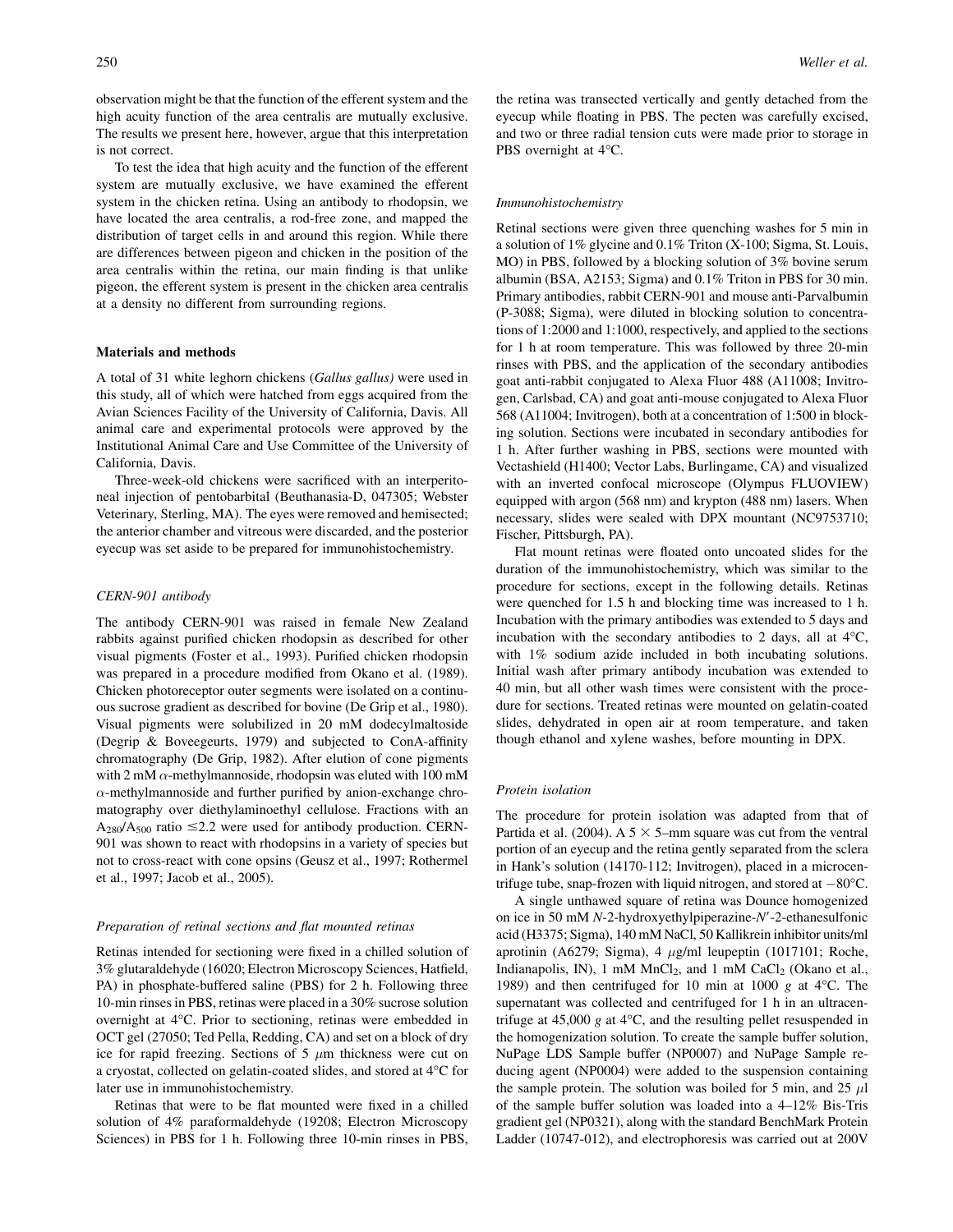observation might be that the function of the efferent system and the high acuity function of the area centralis are mutually exclusive. The results we present here, however, argue that this interpretation is not correct.

To test the idea that high acuity and the function of the efferent system are mutually exclusive, we have examined the efferent system in the chicken retina. Using an antibody to rhodopsin, we have located the area centralis, a rod-free zone, and mapped the distribution of target cells in and around this region. While there are differences between pigeon and chicken in the position of the area centralis within the retina, our main finding is that unlike pigeon, the efferent system is present in the chicken area centralis at a density no different from surrounding regions.

## Materials and methods

A total of 31 white leghorn chickens (*Gallus gallus)* were used in this study, all of which were hatched from eggs acquired from the Avian Sciences Facility of the University of California, Davis. All animal care and experimental protocols were approved by the Institutional Animal Care and Use Committee of the University of California, Davis.

Three-week-old chickens were sacrificed with an interperitoneal injection of pentobarbital (Beuthanasia-D, 047305; Webster Veterinary, Sterling, MA). The eyes were removed and hemisected; the anterior chamber and vitreous were discarded, and the posterior eyecup was set aside to be prepared for immunohistochemistry.

### *CERN-901 antibody*

The antibody CERN-901 was raised in female New Zealand rabbits against purified chicken rhodopsin as described for other visual pigments (Foster et al., 1993). Purified chicken rhodopsin was prepared in a procedure modified from Okano et al. (1989). Chicken photoreceptor outer segments were isolated on a continuous sucrose gradient as described for bovine (De Grip et al., 1980). Visual pigments were solubilized in 20 mM dodecylmaltoside (Degrip & Boveegeurts, 1979) and subjected to ConA-affinity chromatography (De Grip, 1982). After elution of cone pigments with 2 mM $\alpha$-methylmannoside, rhodopsin was eluted with 100 mM $\alpha$-methylmannoside and further purified by anion-exchange chromatography over diethylaminoethyl cellulose. Fractions with an $A_{280}/A_{500}$ ratio $\leq$2.2 were used for antibody production. CERN-901 was shown to react with rhodopsins in a variety of species but not to cross-react with cone opsins (Geusz et al., 1997; Rothermel et al., 1997; Jacob et al., 2005).

### *Preparation of retinal sections and flat mounted retinas*

Retinas intended for sectioning were fixed in a chilled solution of 3% glutaraldehyde (16020; Electron Microscopy Sciences, Hatfield, PA) in phosphate-buffered saline (PBS) for 2 h. Following three 10-min rinses in PBS, retinas were placed in a 30% sucrose solution overnight at 4°C. Prior to sectioning, retinas were embedded in OCT gel (27050; Ted Pella, Redding, CA) and set on a block of dry ice for rapid freezing. Sections of 5 $\mu$m thickness were cut on a cryostat, collected on gelatin-coated slides, and stored at 4°C for later use in immunohistochemistry.

Retinas that were to be flat mounted were fixed in a chilled solution of 4% paraformaldehyde (19208; Electron Microscopy Sciences) in PBS for 1 h. Following three 10-min rinses in PBS, the retina was transected vertically and gently detached from the eyecup while floating in PBS. The pecten was carefully excised, and two or three radial tension cuts were made prior to storage in PBS overnight at 4°C.

### *Immunohistochemistry*

Retinal sections were given three quenching washes for 5 min in a solution of 1% glycine and 0.1% Triton (X-100; Sigma, St. Louis, MO) in PBS, followed by a blocking solution of 3% bovine serum albumin (BSA, A2153; Sigma) and 0.1% Triton in PBS for 30 min. Primary antibodies, rabbit CERN-901 and mouse anti-Parvalbumin (P-3088; Sigma), were diluted in blocking solution to concentrations of 1:2000 and 1:1000, respectively, and applied to the sections for 1 h at room temperature. This was followed by three 20-min rinses with PBS, and the application of the secondary antibodies goat anti-rabbit conjugated to Alexa Fluor 488 (A11008; Invitrogen, Carlsbad, CA) and goat anti-mouse conjugated to Alexa Fluor 568 (A11004; Invitrogen), both at a concentration of 1:500 in blocking solution. Sections were incubated in secondary antibodies for 1 h. After further washing in PBS, sections were mounted with Vectashield (H1400; Vector Labs, Burlingame, CA) and visualized with an inverted confocal microscope (Olympus FLUOVIEW) equipped with argon (568 nm) and krypton (488 nm) lasers. When necessary, slides were sealed with DPX mountant (NC9753710; Fischer, Pittsburgh, PA).

Flat mount retinas were floated onto uncoated slides for the duration of the immunohistochemistry, which was similar to the procedure for sections, except in the following details. Retinas were quenched for 1.5 h and blocking time was increased to 1 h. Incubation with the primary antibodies was extended to 5 days and incubation with the secondary antibodies to 2 days, all at 4°C, with 1% sodium azide included in both incubating solutions. Initial wash after primary antibody incubation was extended to 40 min, but all other wash times were consistent with the procedure for sections. Treated retinas were mounted on gelatin-coated slides, dehydrated in open air at room temperature, and taken though ethanol and xylene washes, before mounting in DPX.

### *Protein isolation*

The procedure for protein isolation was adapted from that of Partida et al. (2004). A 5 × 5–mm square was cut from the ventral portion of an eyecup and the retina gently separated from the sclera in Hank's solution (14170-112; Invitrogen), placed in a microcentrifuge tube, snap-frozen with liquid nitrogen, and stored at −80°C.

A single unthawed square of retina was Dounce homogenized on ice in 50 mM *N*-2-hydroxyethylpiperazine-*N*′-2-ethanesulfonic acid (H3375; Sigma), 140 mM NaCl, 50 Kallikrein inhibitor units/ml aprotinin (A6279; Sigma), 4 $\mu$g/ml leupeptin (1017101; Roche, Indianapolis, IN), 1 mM $MnCl_2$, and 1 mM $CaCl_2$ (Okano et al., 1989) and then centrifuged for 10 min at 1000 *g* at 4°C. The supernatant was collected and centrifuged for 1 h in an ultracentrifuge at 45,000 *g* at 4°C, and the resulting pellet resuspended in the homogenization solution. To create the sample buffer solution, NuPage LDS Sample buffer (NP0007) and NuPage Sample reducing agent (NP0004) were added to the suspension containing the sample protein. The solution was boiled for 5 min, and 25 $\mu$l of the sample buffer solution was loaded into a 4–12% Bis-Tris gradient gel (NP0321), along with the standard BenchMark Protein Ladder (10747-012), and electrophoresis was carried out at 200V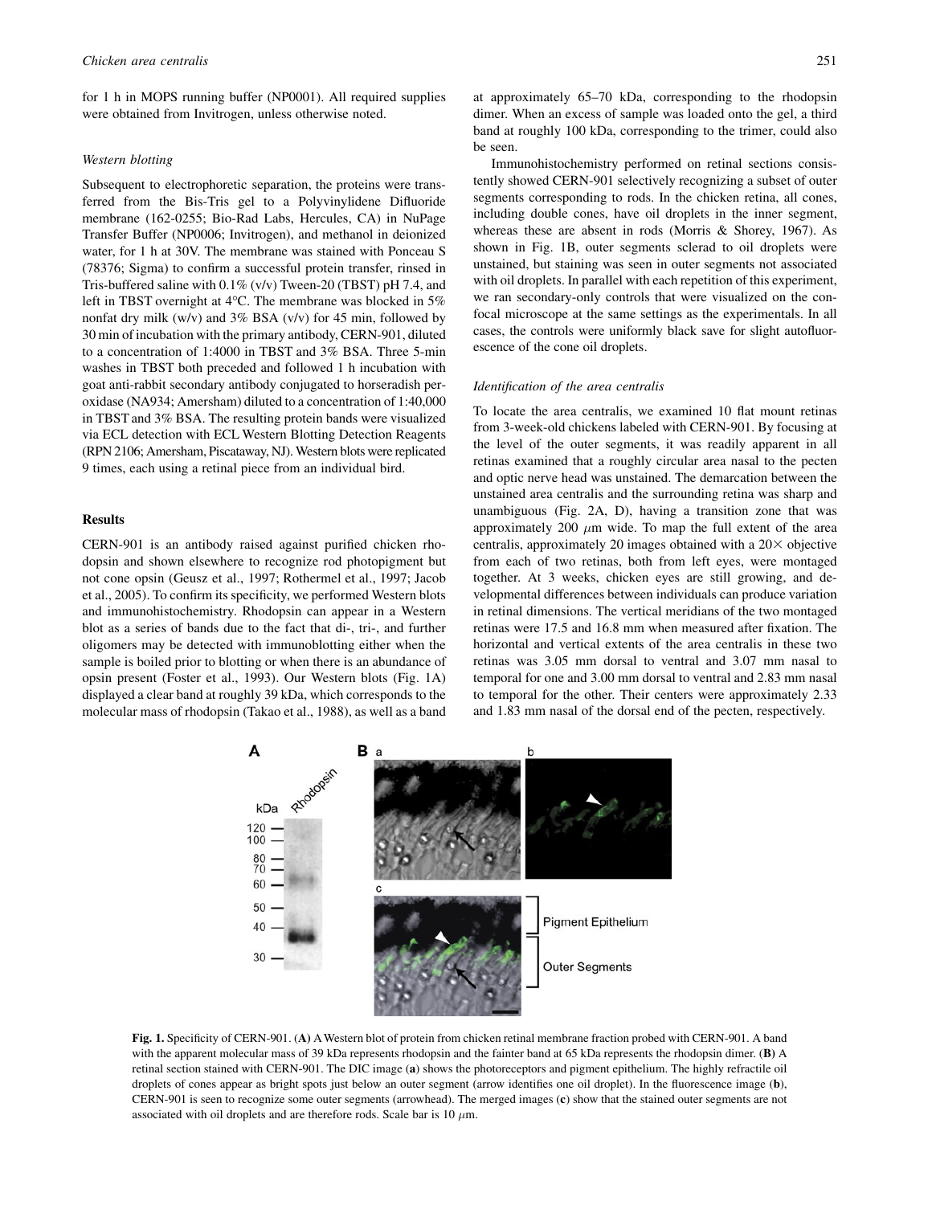for 1 h in MOPS running buffer (NP0001). All required supplies were obtained from Invitrogen, unless otherwise noted.

### *Western blotting*

Subsequent to electrophoretic separation, the proteins were transferred from the Bis-Tris gel to a Polyvinylidene Difluoride membrane (162-0255; Bio-Rad Labs, Hercules, CA) in NuPage Transfer Buffer (NP0006; Invitrogen), and methanol in deionized water, for 1 h at 30V. The membrane was stained with Ponceau S (78376; Sigma) to confirm a successful protein transfer, rinsed in Tris-buffered saline with 0.1% (v/v) Tween-20 (TBST) pH 7.4, and left in TBST overnight at 4°C. The membrane was blocked in 5% nonfat dry milk (w/v) and 3% BSA (v/v) for 45 min, followed by 30 min of incubation with the primary antibody, CERN-901, diluted to a concentration of 1:4000 in TBST and 3% BSA. Three 5-min washes in TBST both preceded and followed 1 h incubation with goat anti-rabbit secondary antibody conjugated to horseradish peroxidase (NA934; Amersham) diluted to a concentration of 1:40,000 in TBST and 3% BSA. The resulting protein bands were visualized via ECL detection with ECL Western Blotting Detection Reagents (RPN 2106; Amersham, Piscataway, NJ). Western blots were replicated 9 times, each using a retinal piece from an individual bird.

## Results

CERN-901 is an antibody raised against purified chicken rhodopsin and shown elsewhere to recognize rod photopigment but not cone opsin (Geusz et al., 1997; Rothermel et al., 1997; Jacob et al., 2005). To confirm its specificity, we performed Western blots and immunohistochemistry. Rhodopsin can appear in a Western blot as a series of bands due to the fact that di-, tri-, and further oligomers may be detected with immunoblotting either when the sample is boiled prior to blotting or when there is an abundance of opsin present (Foster et al., 1993). Our Western blots (Fig. 1A) displayed a clear band at roughly 39 kDa, which corresponds to the molecular mass of rhodopsin (Takao et al., 1988), as well as a band at approximately 65–70 kDa, corresponding to the rhodopsin dimer. When an excess of sample was loaded onto the gel, a third band at roughly 100 kDa, corresponding to the trimer, could also be seen.

Immunohistochemistry performed on retinal sections consistently showed CERN-901 selectively recognizing a subset of outer segments corresponding to rods. In the chicken retina, all cones, including double cones, have oil droplets in the inner segment, whereas these are absent in rods (Morris & Shorey, 1967). As shown in Fig. 1B, outer segments sclerad to oil droplets were unstained, but staining was seen in outer segments not associated with oil droplets. In parallel with each repetition of this experiment, we ran secondary-only controls that were visualized on the confocal microscope at the same settings as the experimentals. In all cases, the controls were uniformly black save for slight autofluorescence of the cone oil droplets.

### *Identification of the area centralis*

To locate the area centralis, we examined 10 flat mount retinas from 3-week-old chickens labeled with CERN-901. By focusing at the level of the outer segments, it was readily apparent in all retinas examined that a roughly circular area nasal to the pecten and optic nerve head was unstained. The demarcation between the unstained area centralis and the surrounding retina was sharp and unambiguous (Fig. 2A, D), having a transition zone that was approximately 200 $\mu$m wide. To map the full extent of the area centralis, approximately 20 images obtained with a 20× objective from each of two retinas, both from left eyes, were montaged together. At 3 weeks, chicken eyes are still growing, and developmental differences between individuals can produce variation in retinal dimensions. The vertical meridians of the two montaged retinas were 17.5 and 16.8 mm when measured after fixation. The horizontal and vertical extents of the area centralis in these two retinas was 3.05 mm dorsal to ventral and 3.07 mm nasal to temporal for one and 3.00 mm dorsal to ventral and 2.83 mm nasal to temporal for the other. Their centers were approximately 2.33 and 1.83 mm nasal of the dorsal end of the pecten, respectively.

**Fig. 1.** Specificity of CERN-901. (**A**) A Western blot of protein from chicken retinal membrane fraction probed with CERN-901. A band with the apparent molecular mass of 39 kDa represents rhodopsin and the fainter band at 65 kDa represents the rhodopsin dimer. (**B**) A retinal section stained with CERN-901. The DIC image (**a**) shows the photoreceptors and pigment epithelium. The highly refractile oil droplets of cones appear as bright spots just below an outer segment (arrow identifies one oil droplet). In the fluorescence image (**b**), CERN-901 is seen to recognize some outer segments (arrowhead). The merged images (**c**) show that the stained outer segments are not associated with oil droplets and are therefore rods. Scale bar is 10 $\mu$m.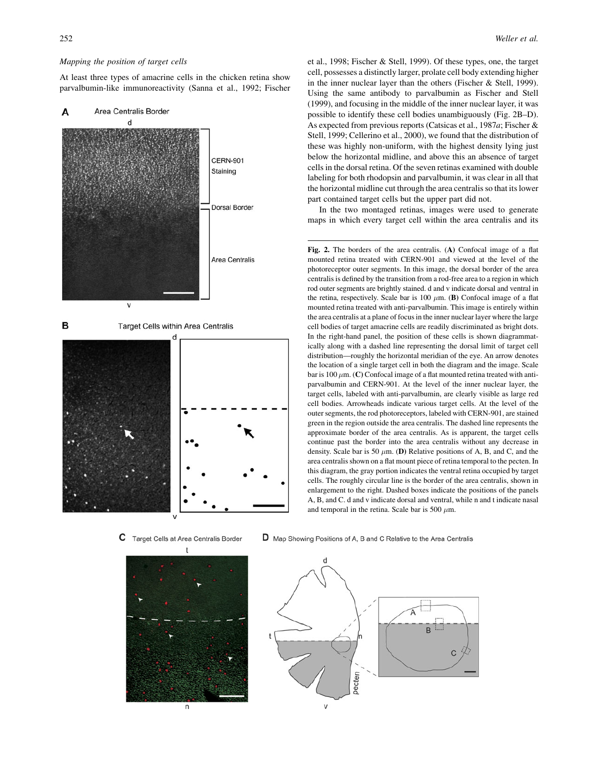### *Mapping the position of target cells*

At least three types of amacrine cells in the chicken retina show parvalbumin-like immunoreactivity (Sanna et al., 1992; Fischer et al., 1998; Fischer & Stell, 1999). Of these types, one, the target cell, possesses a distinctly larger, prolate cell body extending higher in the inner nuclear layer than the others (Fischer & Stell, 1999). Using the same antibody to parvalbumin as Fischer and Stell (1999), and focusing in the middle of the inner nuclear layer, it was possible to identify these cell bodies unambiguously (Fig. 2B–D). As expected from previous reports (Catsicas et al., 1987*a*; Fischer & Stell, 1999; Cellerino et al., 2000), we found that the distribution of these was highly non-uniform, with the highest density lying just below the horizontal midline, and above this an absence of target cells in the dorsal retina. Of the seven retinas examined with double labeling for both rhodopsin and parvalbumin, it was clear in all that the horizontal midline cut through the area centralis so that its lower part contained target cells but the upper part did not.

In the two montaged retinas, images were used to generate maps in which every target cell within the area centralis and its

**Fig. 2.** The borders of the area centralis. (**A**) Confocal image of a flat mounted retina treated with CERN-901 and viewed at the level of the photoreceptor outer segments. In this image, the dorsal border of the area centralis is defined by the transition from a rod-free area to a region in which rod outer segments are brightly stained. d and v indicate dorsal and ventral in the retina, respectively. Scale bar is 100 $\mu$m. (**B**) Confocal image of a flat mounted retina treated with anti-parvalbumin. This image is entirely within the area centralis at a plane of focus in the inner nuclear layer where the large cell bodies of target amacrine cells are readily discriminated as bright dots. In the right-hand panel, the position of these cells is shown diagrammatically along with a dashed line representing the dorsal limit of target cell distribution—roughly the horizontal meridian of the eye. An arrow denotes the location of a single target cell in both the diagram and the image. Scale bar is 100 $\mu$m. (**C**) Confocal image of a flat mounted retina treated with anti-parvalbumin and CERN-901. At the level of the inner nuclear layer, the target cells, labeled with anti-parvalbumin, are clearly visible as large red cell bodies. Arrowheads indicate various target cells. At the level of the outer segments, the rod photoreceptors, labeled with CERN-901, are stained green in the region outside the area centralis. The dashed line represents the approximate border of the area centralis. As is apparent, the target cells continue past the border into the area centralis without any decrease in density. Scale bar is 50 $\mu$m. (**D**) Relative positions of A, B, and C, and the area centralis shown on a flat mount piece of retina temporal to the pecten. In this diagram, the gray portion indicates the ventral retina occupied by target cells. The roughly circular line is the border of the area centralis, shown in enlargement to the right. Dashed boxes indicate the positions of the panels A, B, and C. d and v indicate dorsal and ventral, while n and t indicate nasal and temporal in the retina. Scale bar is 500 $\mu$m.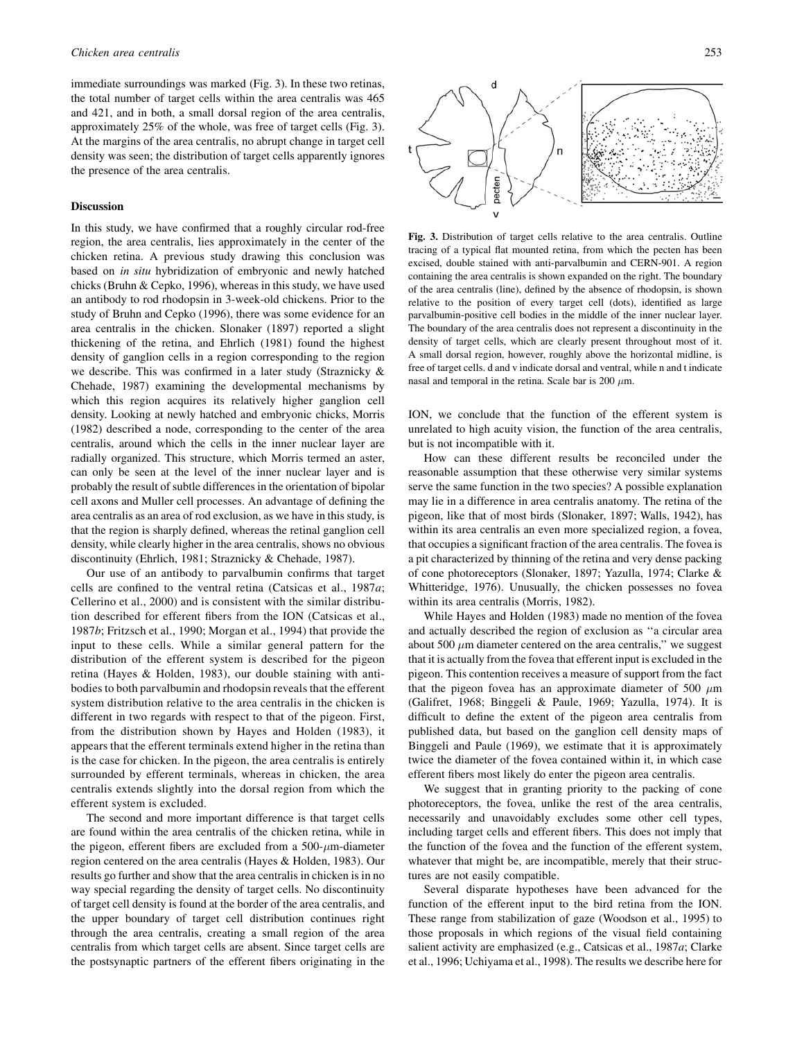immediate surroundings was marked (Fig. 3). In these two retinas, the total number of target cells within the area centralis was 465 and 421, and in both, a small dorsal region of the area centralis, approximately 25% of the whole, was free of target cells (Fig. 3). At the margins of the area centralis, no abrupt change in target cell density was seen; the distribution of target cells apparently ignores the presence of the area centralis.

**Fig. 3.** Distribution of target cells relative to the area centralis. Outline tracing of a typical flat mounted retina, from which the pecten has been excised, double stained with anti-parvalbumin and CERN-901. A region containing the area centralis is shown expanded on the right. The boundary of the area centralis (line), defined by the absence of rhodopsin, is shown relative to the position of every target cell (dots), identified as large parvalbumin-positive cell bodies in the middle of the inner nuclear layer. The boundary of the area centralis does not represent a discontinuity in the density of target cells, which are clearly present throughout most of it. A small dorsal region, however, roughly above the horizontal midline, is free of target cells. d and v indicate dorsal and ventral, while n and t indicate nasal and temporal in the retina. Scale bar is 200 $\mu$m.

## Discussion

In this study, we have confirmed that a roughly circular rod-free region, the area centralis, lies approximately in the center of the chicken retina. A previous study drawing this conclusion was based on *in situ* hybridization of embryonic and newly hatched chicks (Bruhn & Cepko, 1996), whereas in this study, we have used an antibody to rod rhodopsin in 3-week-old chickens. Prior to the study of Bruhn and Cepko (1996), there was some evidence for an area centralis in the chicken. Slonaker (1897) reported a slight thickening of the retina, and Ehrlich (1981) found the highest density of ganglion cells in a region corresponding to the region we describe. This was confirmed in a later study (Straznicky & Chehade, 1987) examining the developmental mechanisms by which this region acquires its relatively higher ganglion cell density. Looking at newly hatched and embryonic chicks, Morris (1982) described a node, corresponding to the center of the area centralis, around which the cells in the inner nuclear layer are radially organized. This structure, which Morris termed an aster, can only be seen at the level of the inner nuclear layer and is probably the result of subtle differences in the orientation of bipolar cell axons and Muller cell processes. An advantage of defining the area centralis as an area of rod exclusion, as we have in this study, is that the region is sharply defined, whereas the retinal ganglion cell density, while clearly higher in the area centralis, shows no obvious discontinuity (Ehrlich, 1981; Straznicky & Chehade, 1987).

Our use of an antibody to parvalbumin confirms that target cells are confined to the ventral retina (Catsicas et al., 1987*a*; Cellerino et al., 2000) and is consistent with the similar distribution described for efferent fibers from the ION (Catsicas et al., 1987*b*; Fritzsch et al., 1990; Morgan et al., 1994) that provide the input to these cells. While a similar general pattern for the distribution of the efferent system is described for the pigeon retina (Hayes & Holden, 1983), our double staining with antibodies to both parvalbumin and rhodopsin reveals that the efferent system distribution relative to the area centralis in the chicken is different in two regards with respect to that of the pigeon. First, from the distribution shown by Hayes and Holden (1983), it appears that the efferent terminals extend higher in the retina than is the case for chicken. In the pigeon, the area centralis is entirely surrounded by efferent terminals, whereas in chicken, the area centralis extends slightly into the dorsal region from which the efferent system is excluded.

The second and more important difference is that target cells are found within the area centralis of the chicken retina, while in the pigeon, efferent fibers are excluded from a 500-$\mu$m-diameter region centered on the area centralis (Hayes & Holden, 1983). Our results go further and show that the area centralis in chicken is in no way special regarding the density of target cells. No discontinuity of target cell density is found at the border of the area centralis, and the upper boundary of target cell distribution continues right through the area centralis, creating a small region of the area centralis from which target cells are absent. Since target cells are the postsynaptic partners of the efferent fibers originating in the ION, we conclude that the function of the efferent system is unrelated to high acuity vision, the function of the area centralis, but is not incompatible with it.

How can these different results be reconciled under the reasonable assumption that these otherwise very similar systems serve the same function in the two species? A possible explanation may lie in a difference in area centralis anatomy. The retina of the pigeon, like that of most birds (Slonaker, 1897; Walls, 1942), has within its area centralis an even more specialized region, a fovea, that occupies a significant fraction of the area centralis. The fovea is a pit characterized by thinning of the retina and very dense packing of cone photoreceptors (Slonaker, 1897; Yazulla, 1974; Clarke & Whitteridge, 1976). Unusually, the chicken possesses no fovea within its area centralis (Morris, 1982).

While Hayes and Holden (1983) made no mention of the fovea and actually described the region of exclusion as "a circular area about 500 $\mu$m diameter centered on the area centralis," we suggest that it is actually from the fovea that efferent input is excluded in the pigeon. This contention receives a measure of support from the fact that the pigeon fovea has an approximate diameter of 500 $\mu$m (Galifret, 1968; Binggeli & Paule, 1969; Yazulla, 1974). It is difficult to define the extent of the pigeon area centralis from published data, but based on the ganglion cell density maps of Binggeli and Paule (1969), we estimate that it is approximately twice the diameter of the fovea contained within it, in which case efferent fibers most likely do enter the pigeon area centralis.

We suggest that in granting priority to the packing of cone photoreceptors, the fovea, unlike the rest of the area centralis, necessarily and unavoidably excludes some other cell types, including target cells and efferent fibers. This does not imply that the function of the fovea and the function of the efferent system, whatever that might be, are incompatible, merely that their structures are not easily compatible.

Several disparate hypotheses have been advanced for the function of the efferent input to the bird retina from the ION. These range from stabilization of gaze (Woodson et al., 1995) to those proposals in which regions of the visual field containing salient activity are emphasized (e.g., Catsicas et al., 1987*a*; Clarke et al., 1996; Uchiyama et al., 1998). The results we describe here for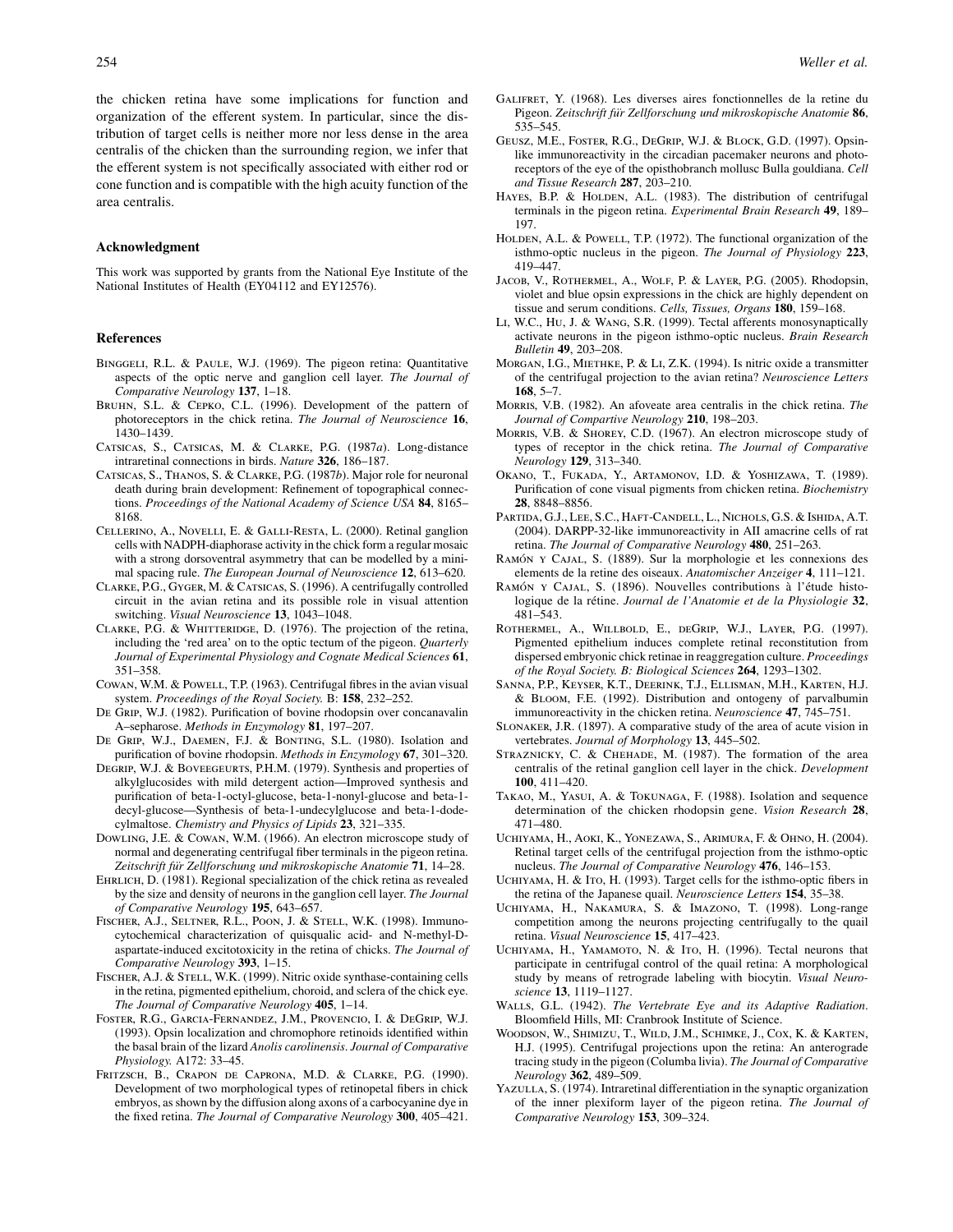the chicken retina have some implications for function and organization of the efferent system. In particular, since the distribution of target cells is neither more nor less dense in the area centralis of the chicken than the surrounding region, we infer that the efferent system is not specifically associated with either rod or cone function and is compatible with the high acuity function of the area centralis.

## Acknowledgment

This work was supported by grants from the National Eye Institute of the National Institutes of Health (EY04112 and EY12576).

## References

Binggeli, R.L. & Paule, W.J. (1969). The pigeon retina: Quantitative aspects of the optic nerve and ganglion cell layer. *The Journal of Comparative Neurology* **137**, 1–18.

Bruhn, S.L. & Cepko, C.L. (1996). Development of the pattern of photoreceptors in the chick retina. *The Journal of Neuroscience* **16**, 1430–1439.

Catsicas, S., Catsicas, M. & Clarke, P.G. (1987*a*). Long-distance intraretinal connections in birds. *Nature* **326**, 186–187.

Catsicas, S., Thanos, S. & Clarke, P.G. (1987*b*). Major role for neuronal death during brain development: Refinement of topographical connections. *Proceedings of the National Academy of Science USA* **84**, 8165–8168.

Cellerino, A., Novelli, E. & Galli-Resta, L. (2000). Retinal ganglion cells with NADPH-diaphorase activity in the chick form a regular mosaic with a strong dorsoventral asymmetry that can be modelled by a minimal spacing rule. *The European Journal of Neuroscience* **12**, 613–620.

Clarke, P.G., Gyger, M. & Catsicas, S. (1996). A centrifugally controlled circuit in the avian retina and its possible role in visual attention switching. *Visual Neuroscience* **13**, 1043–1048.

Clarke, P.G. & Whitteridge, D. (1976). The projection of the retina, including the 'red area' on to the optic tectum of the pigeon. *Quarterly Journal of Experimental Physiology and Cognate Medical Sciences* **61**, 351–358.

Cowan, W.M. & Powell, T.P. (1963). Centrifugal fibres in the avian visual system. *Proceedings of the Royal Society.* B: **158**, 232–252.

De Grip, W.J. (1982). Purification of bovine rhodopsin over concanavalin A–sepharose. *Methods in Enzymology* **81**, 197–207.

De Grip, W.J., Daemen, F.J. & Bonting, S.L. (1980). Isolation and purification of bovine rhodopsin. *Methods in Enzymology* **67**, 301–320.

Degrip, W.J. & Boveegeurts, P.H.M. (1979). Synthesis and properties of alkylglucosides with mild detergent action—Improved synthesis and purification of beta-1-octyl-glucose, beta-1-nonyl-glucose and beta-1-decyl-glucose—Synthesis of beta-1-undecylglucose and beta-1-dodecylmaltose. *Chemistry and Physics of Lipids* **23**, 321–335.

Dowling, J.E. & Cowan, W.M. (1966). An electron microscope study of normal and degenerating centrifugal fiber terminals in the pigeon retina. *Zeitschrift für Zellforschung und mikroskopische Anatomie* **71**, 14–28.

Ehrlich, D. (1981). Regional specialization of the chick retina as revealed by the size and density of neurons in the ganglion cell layer. *The Journal of Comparative Neurology* **195**, 643–657.

Fischer, A.J., Seltner, R.L., Poon, J. & Stell, W.K. (1998). Immunocytochemical characterization of quisqualic acid- and N-methyl-D-aspartate-induced excitotoxicity in the retina of chicks. *The Journal of Comparative Neurology* **393**, 1–15.

Fischer, A.J. & Stell, W.K. (1999). Nitric oxide synthase-containing cells in the retina, pigmented epithelium, choroid, and sclera of the chick eye. *The Journal of Comparative Neurology* **405**, 1–14.

Foster, R.G., Garcia-Fernandez, J.M., Provencio, I. & DeGrip, W.J. (1993). Opsin localization and chromophore retinoids identified within the basal brain of the lizard *Anolis carolinensis*. *Journal of Comparative Physiology.* A172: 33–45.

Fritzsch, B., Crapon de Caprona, M.D. & Clarke, P.G. (1990). Development of two morphological types of retinopetal fibers in chick embryos, as shown by the diffusion along axons of a carbocyanine dye in the fixed retina. *The Journal of Comparative Neurology* **300**, 405–421.

Galifret, Y. (1968). Les diverses aires fonctionnelles de la retine du Pigeon. *Zeitschrift für Zellforschung und mikroskopische Anatomie* **86**, 535–545.

Geusz, M.E., Foster, R.G., DeGrip, W.J. & Block, G.D. (1997). Opsin-like immunoreactivity in the circadian pacemaker neurons and photoreceptors of the eye of the opisthobranch mollusc Bulla gouldiana. *Cell and Tissue Research* **287**, 203–210.

Hayes, B.P. & Holden, A.L. (1983). The distribution of centrifugal terminals in the pigeon retina. *Experimental Brain Research* **49**, 189–197.

Holden, A.L. & Powell, T.P. (1972). The functional organization of the isthmo-optic nucleus in the pigeon. *The Journal of Physiology* **223**, 419–447.

Jacob, V., Rothermel, A., Wolf, P. & Layer, P.G. (2005). Rhodopsin, violet and blue opsin expressions in the chick are highly dependent on tissue and serum conditions. *Cells, Tissues, Organs* **180**, 159–168.

Li, W.C., Hu, J. & Wang, S.R. (1999). Tectal afferents monosynaptically activate neurons in the pigeon isthmo-optic nucleus. *Brain Research Bulletin* **49**, 203–208.

Morgan, I.G., Miethke, P. & Li, Z.K. (1994). Is nitric oxide a transmitter of the centrifugal projection to the avian retina? *Neuroscience Letters* **168**, 5–7.

Morris, V.B. (1982). An afoveate area centralis in the chick retina. *The Journal of Compartive Neurology* **210**, 198–203.

Morris, V.B. & Shorey, C.D. (1967). An electron microscope study of types of receptor in the chick retina. *The Journal of Comparative Neurology* **129**, 313–340.

Okano, T., Fukada, Y., Artamonov, I.D. & Yoshizawa, T. (1989). Purification of cone visual pigments from chicken retina. *Biochemistry* **28**, 8848–8856.

Partida, G.J., Lee, S.C., Haft-Candell, L., Nichols, G.S. & Ishida, A.T. (2004). DARPP-32-like immunoreactivity in AII amacrine cells of rat retina. *The Journal of Comparative Neurology* **480**, 251–263.

Ramón y Cajal, S. (1889). Sur la morphologie et les connexions des elements de la retine des oiseaux. *Anatomischer Anzeiger* **4**, 111–121.

Ramón y Cajal, S. (1896). Nouvelles contributions à l'étude histologique de la rétine. *Journal de l'Anatomie et de la Physiologie* **32**, 481–543.

Rothermel, A., Willbold, E., deGrip, W.J., Layer, P.G. (1997). Pigmented epithelium induces complete retinal reconstitution from dispersed embryonic chick retinae in reaggregation culture. *Proceedings of the Royal Society. B: Biological Sciences* **264**, 1293–1302.

Sanna, P.P., Keyser, K.T., Deerink, T.J., Ellisman, M.H., Karten, H.J. & Bloom, F.E. (1992). Distribution and ontogeny of parvalbumin immunoreactivity in the chicken retina. *Neuroscience* **47**, 745–751.

Slonaker, J.R. (1897). A comparative study of the area of acute vision in vertebrates. *Journal of Morphology* **13**, 445–502.

Straznicky, C. & Chehade, M. (1987). The formation of the area centralis of the retinal ganglion cell layer in the chick. *Development* **100**, 411–420.

Takao, M., Yasui, A. & Tokunaga, F. (1988). Isolation and sequence determination of the chicken rhodopsin gene. *Vision Research* **28**, 471–480.

Uchiyama, H., Aoki, K., Yonezawa, S., Arimura, F. & Ohno, H. (2004). Retinal target cells of the centrifugal projection from the isthmo-optic nucleus. *The Journal of Comparative Neurology* **476**, 146–153.

Uchiyama, H. & Ito, H. (1993). Target cells for the isthmo-optic fibers in the retina of the Japanese quail. *Neuroscience Letters* **154**, 35–38.

Uchiyama, H., Nakamura, S. & Imazono, T. (1998). Long-range competition among the neurons projecting centrifugally to the quail retina. *Visual Neuroscience* **15**, 417–423.

Uchiyama, H., Yamamoto, N. & Ito, H. (1996). Tectal neurons that participate in centrifugal control of the quail retina: A morphological study by means of retrograde labeling with biocytin. *Visual Neuroscience* **13**, 1119–1127.

Walls, G.L. (1942). *The Vertebrate Eye and its Adaptive Radiation*. Bloomfield Hills, MI: Cranbrook Institute of Science.

Woodson, W., Shimizu, T., Wild, J.M., Schimke, J., Cox, K. & Karten, H.J. (1995). Centrifugal projections upon the retina: An anterograde tracing study in the pigeon (Columba livia). *The Journal of Comparative Neurology* **362**, 489–509.

Yazulla, S. (1974). Intraretinal differentiation in the synaptic organization of the inner plexiform layer of the pigeon retina. *The Journal of Comparative Neurology* **153**, 309–324.